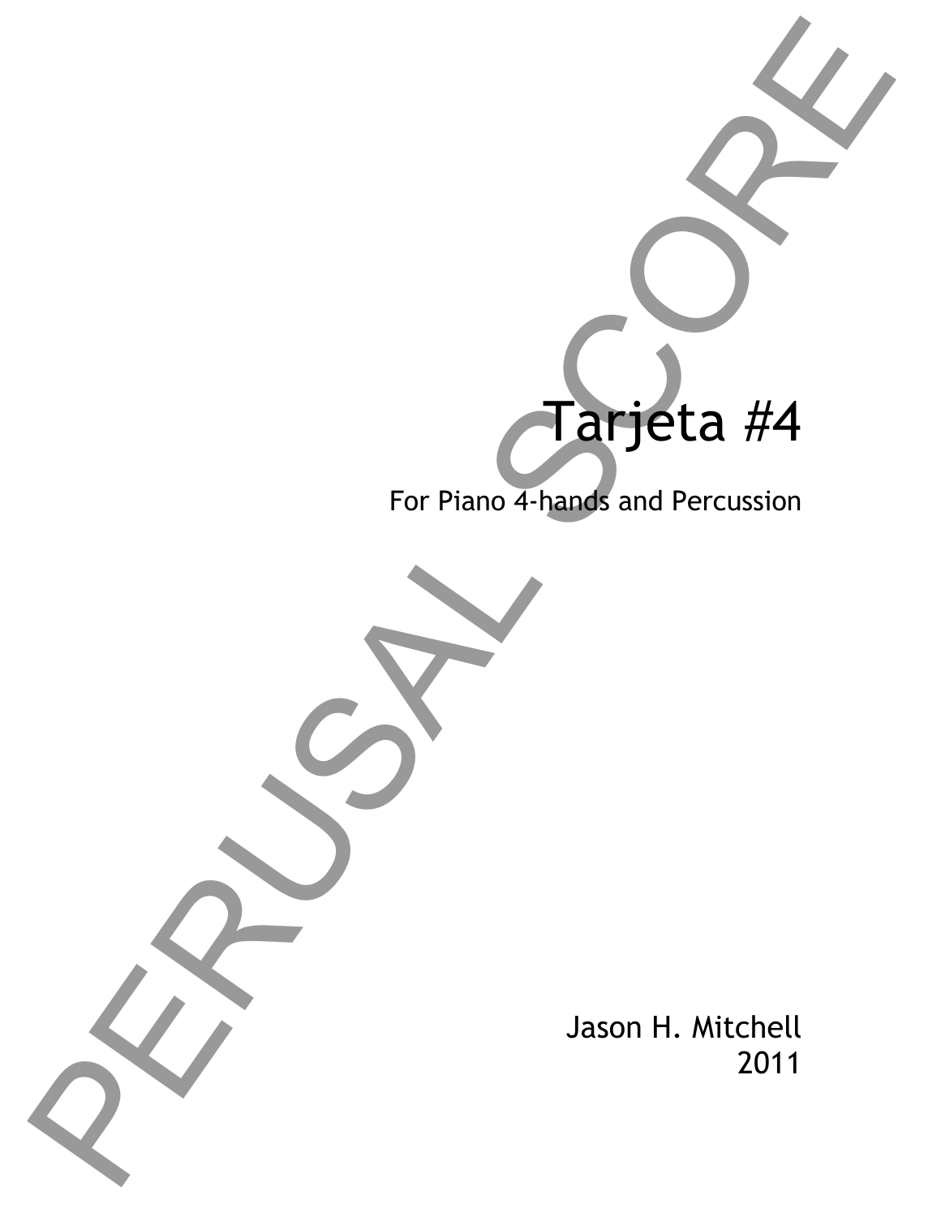# Tarjeta #4

For Piano 4-hands and Percussion

Jason H. Mitchell
2011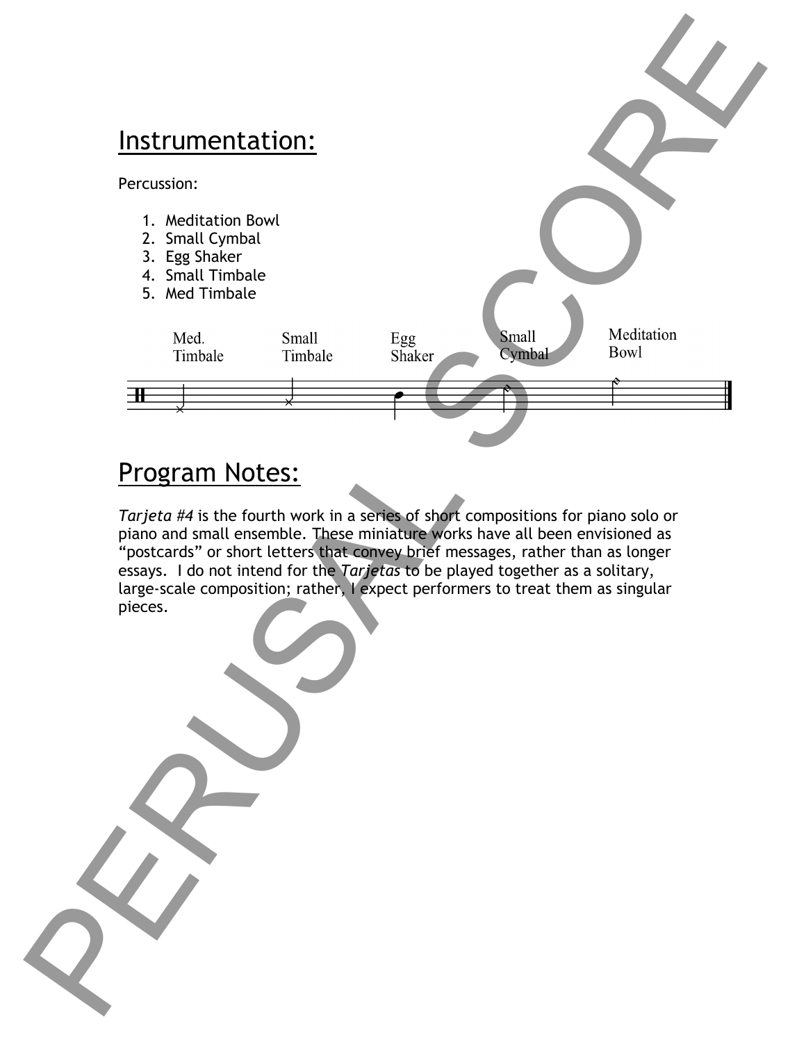## Instrumentation:

Percussion:

1. Meditation Bowl
2. Small Cymbal
3. Egg Shaker
4. Small Timbale
5. Med Timbale

Med. Timbale | Small Timbale | Egg Shaker | Small Cymbal | Meditation Bowl

## Program Notes:

*Tarjeta #4* is the fourth work in a series of short compositions for piano solo or piano and small ensemble. These miniature works have all been envisioned as “postcards” or short letters that convey brief messages, rather than as longer essays. I do not intend for the *Tarjetas* to be played together as a solitary, large-scale composition; rather, I expect performers to treat them as singular pieces.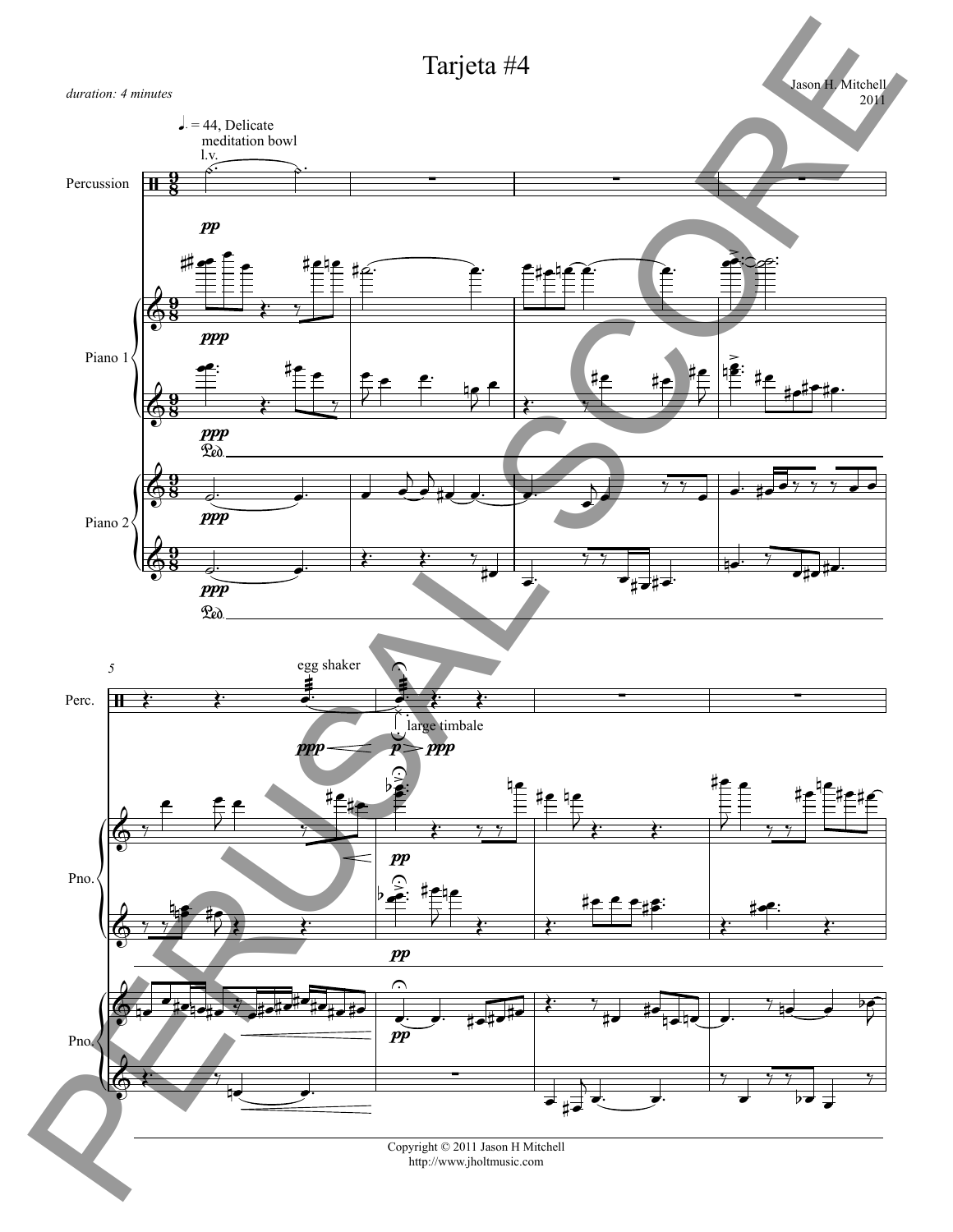# Tarjeta #4

*duration: 4 minutes*

Jason H. Mitchell
2011

♩. = 44, Delicate

meditation bowl

l.v.

Percussion

Piano 1

Piano 2

egg shaker

large timbale

Perc.

Pno.

Pno.

Copyright © 2011 Jason H Mitchell
http://www.jholtmusic.com

PERUSAL SCORE